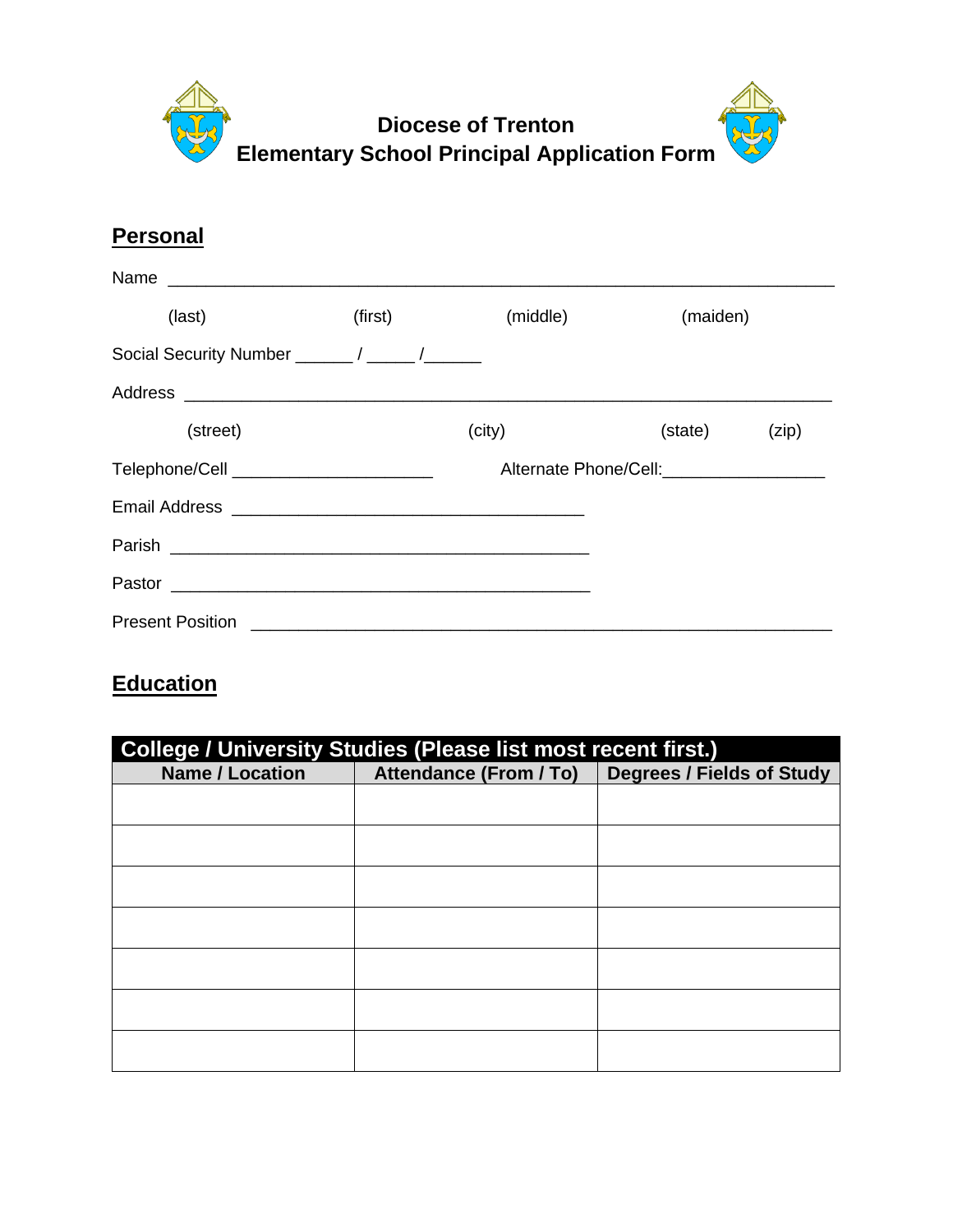# Diocese of Trenton
# Elementary School Principal Application Form

## Personal

Name ___________________________________________________________________

(last) (first) (middle) (maiden)

Social Security Number ______ / _____ /______

Address ________________________________________________________________

(street) (city) (state) (zip)

Telephone/Cell ____________________ Alternate Phone/Cell:_________________

Email Address ____________________________________

Parish ___________________________________________

Pastor ___________________________________________

Present Position ________________________________________________________

## Education

| College / University Studies (Please list most recent first.) | | |
|---|---|---|
| **Name / Location** | **Attendance (From / To)** | **Degrees / Fields of Study** |
| | | |
| | | |
| | | |
| | | |
| | | |
| | | |
| | | |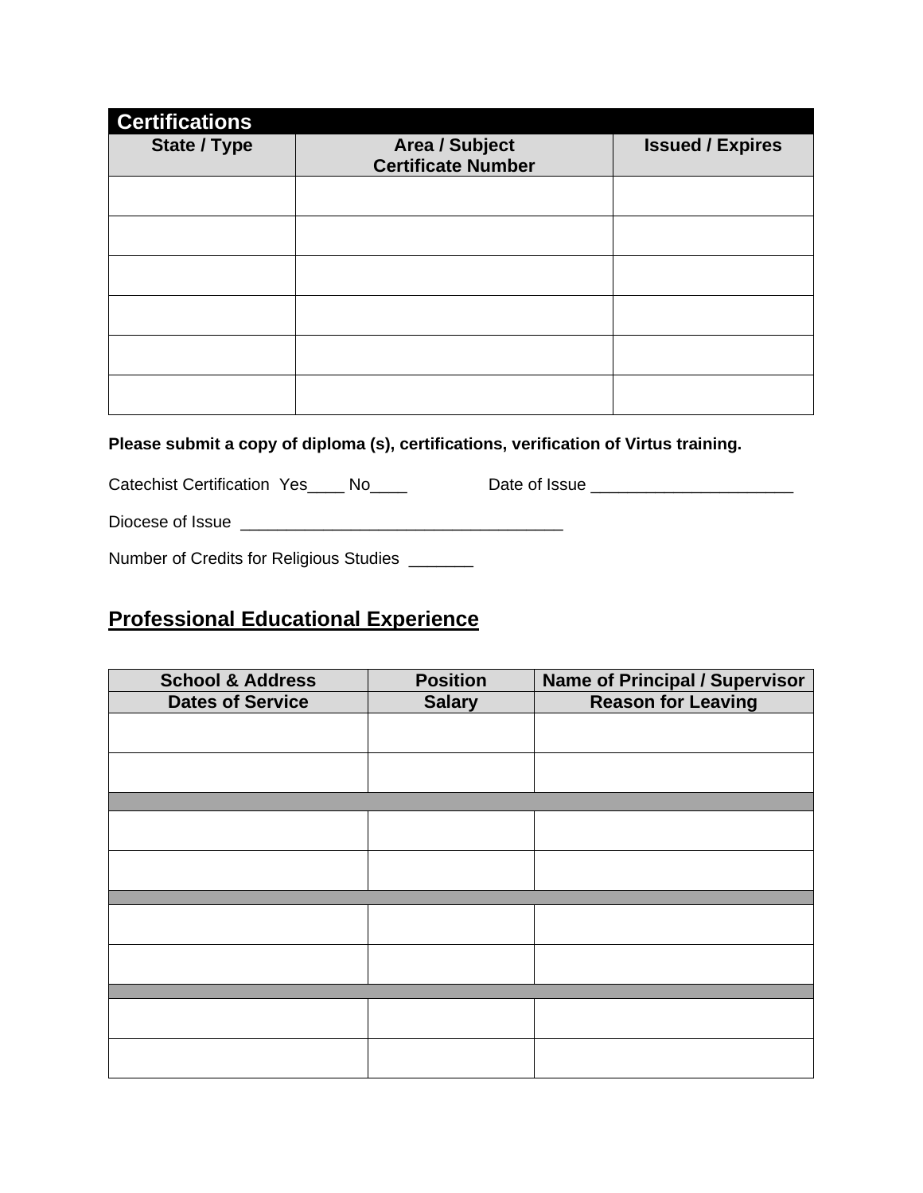## Certifications

| State / Type | Area / Subject<br>Certificate Number | Issued / Expires |
|---|---|---|
| | | |
| | | |
| | | |
| | | |
| | | |
| | | |

**Please submit a copy of diploma (s), certifications, verification of Virtus training.**

Catechist Certification Yes____ No____ Date of Issue ______________________

Diocese of Issue ___________________________________

Number of Credits for Religious Studies _______

## Professional Educational Experience

| School & Address<br>Dates of Service | Position<br>Salary | Name of Principal / Supervisor<br>Reason for Leaving |
|---|---|---|
| | | |
| | | |
| | | |
| | | |
| | | |
| | | |
| | | |
| | | |
| | | |
| | | |
| | | |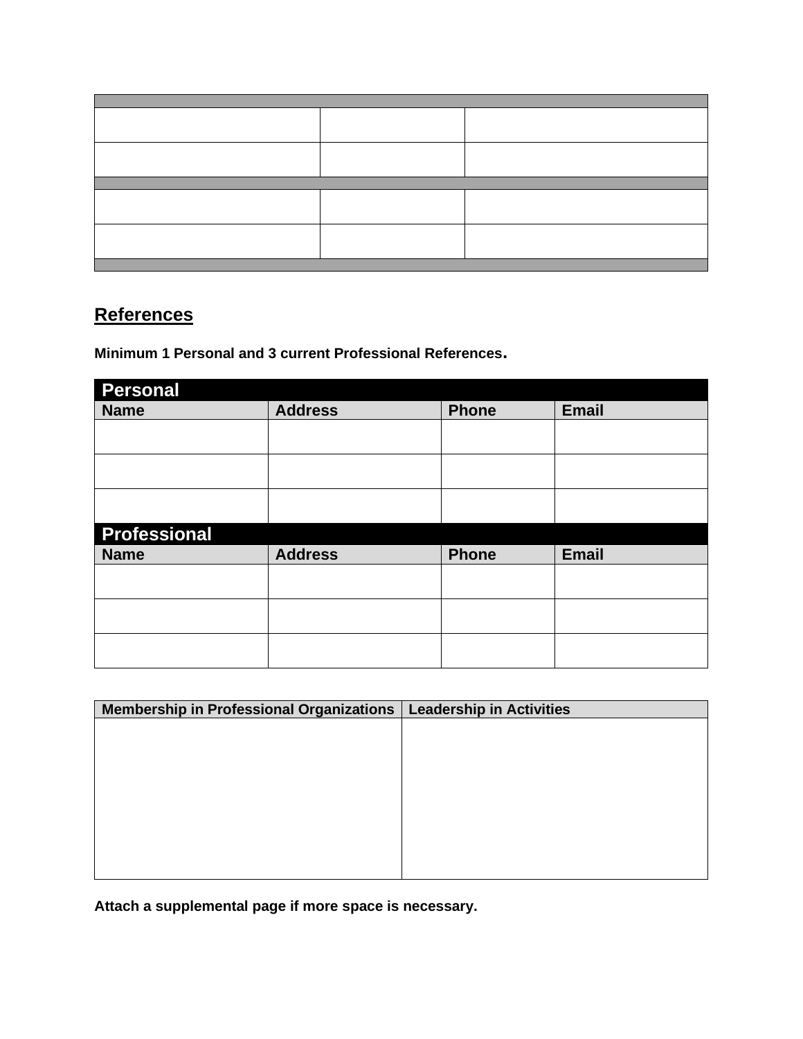| | | |
|---|---|---|
| | | |
| | | |
| | | |
| | | |
| | | |

## References

**Minimum 1 Personal and 3 current Professional References.**

| **Personal** | | | |
|---|---|---|---|
| **Name** | **Address** | **Phone** | **Email** |
| | | | |
| | | | |
| | | | |
| **Professional** | | | |
| **Name** | **Address** | **Phone** | **Email** |
| | | | |
| | | | |
| | | | |

| **Membership in Professional Organizations** | **Leadership in Activities** |
|---|---|
| | |

**Attach a supplemental page if more space is necessary.**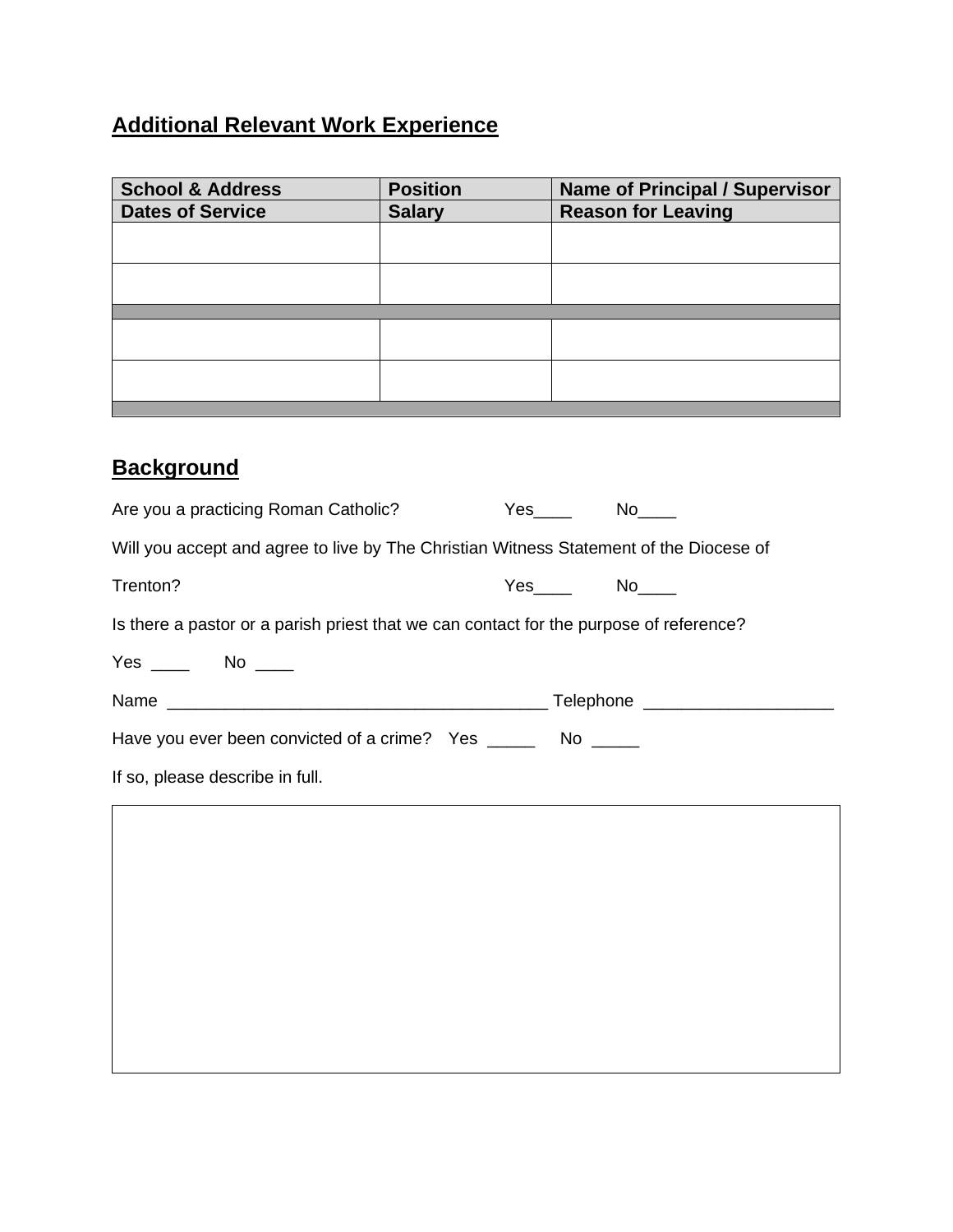## Additional Relevant Work Experience

| School & Address | Position | Name of Principal / Supervisor |
|---|---|---|
| **Dates of Service** | **Salary** | **Reason for Leaving** |
| | | |
| | | |
| | | |
| | | |
| | | |
| | | |

## Background

Are you a practicing Roman Catholic? Yes____ No____

Will you accept and agree to live by The Christian Witness Statement of the Diocese of Trenton? Yes____ No____

Is there a pastor or a parish priest that we can contact for the purpose of reference?

Yes ____ No ____

Name ________________________________________ Telephone ____________________

Have you ever been convicted of a crime? Yes _____ No _____

If so, please describe in full.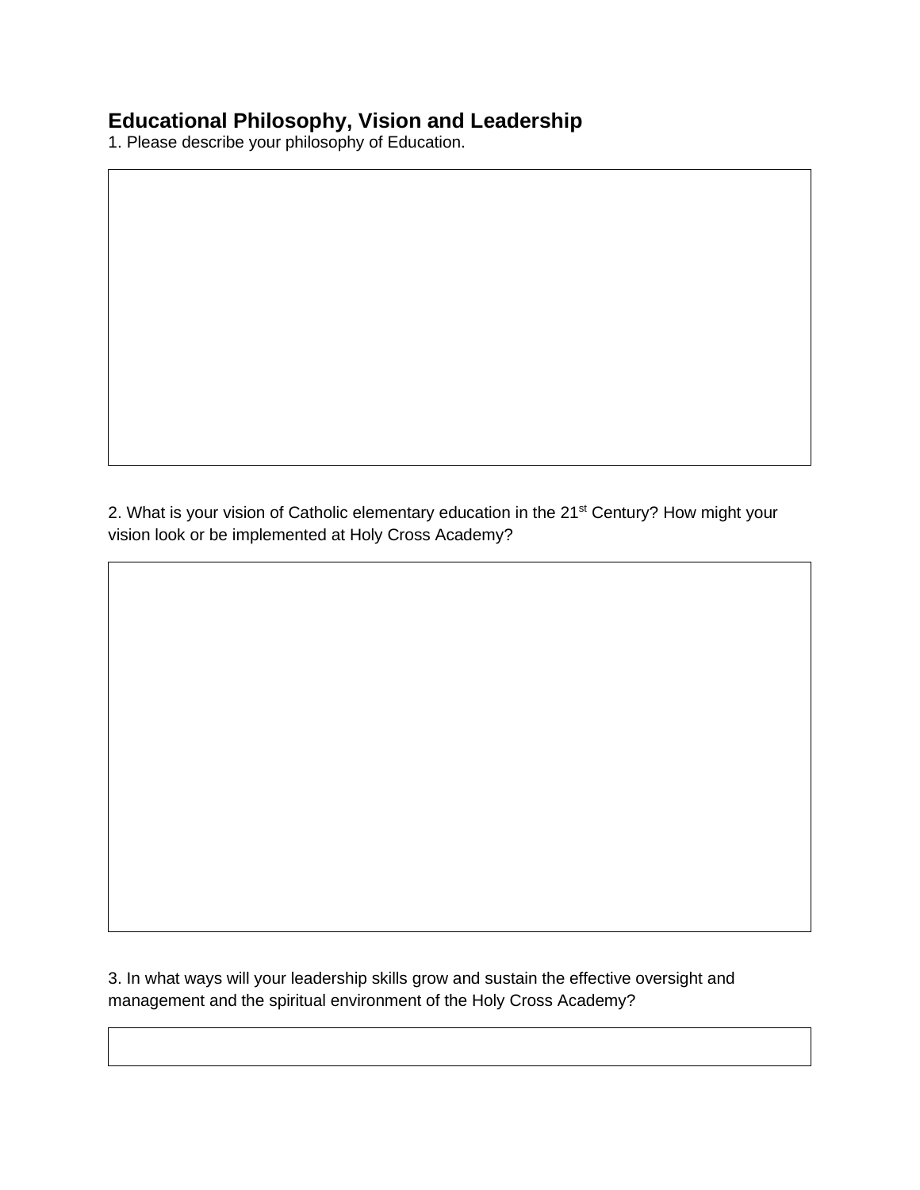## Educational Philosophy, Vision and Leadership

1. Please describe your philosophy of Education.

2. What is your vision of Catholic elementary education in the 21st Century? How might your vision look or be implemented at Holy Cross Academy?

3. In what ways will your leadership skills grow and sustain the effective oversight and management and the spiritual environment of the Holy Cross Academy?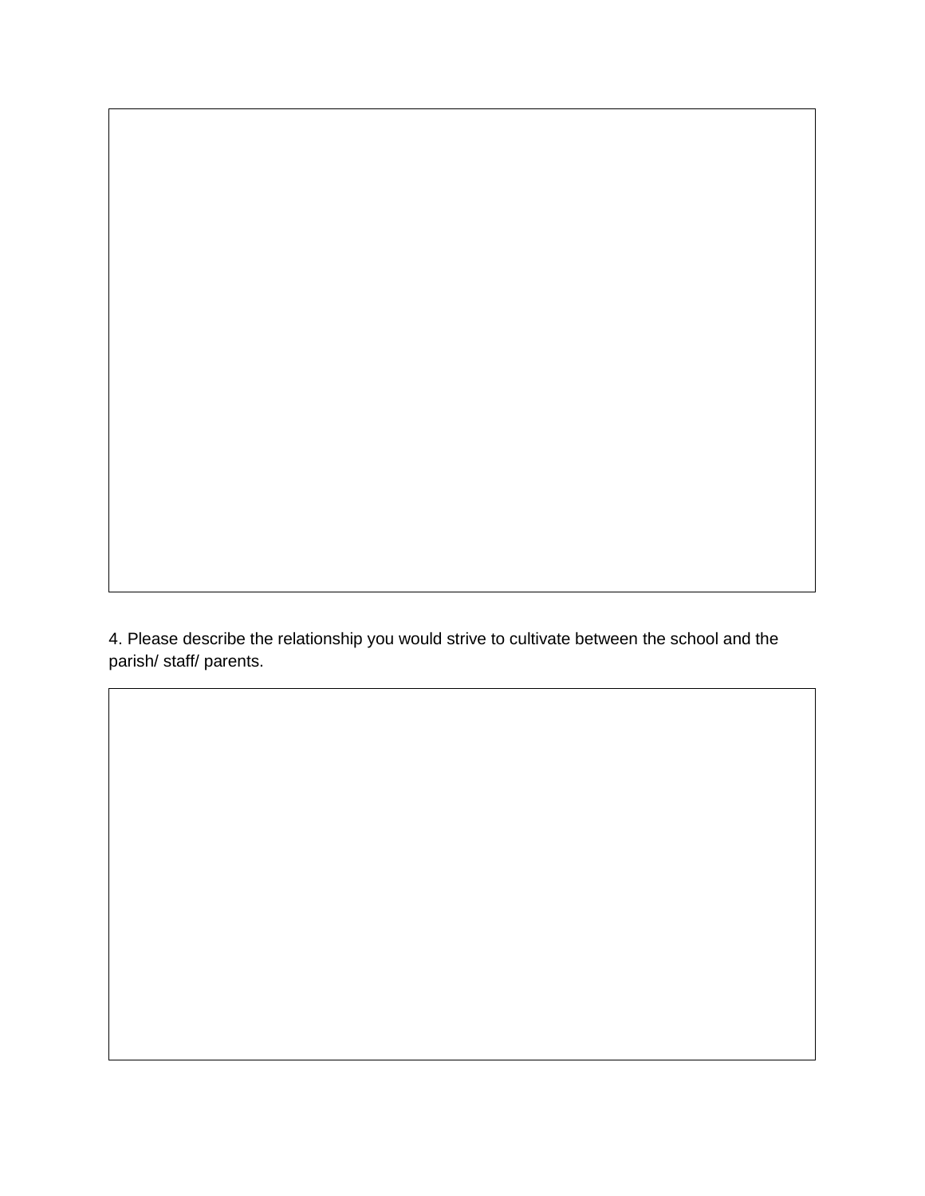4. Please describe the relationship you would strive to cultivate between the school and the parish/ staff/ parents.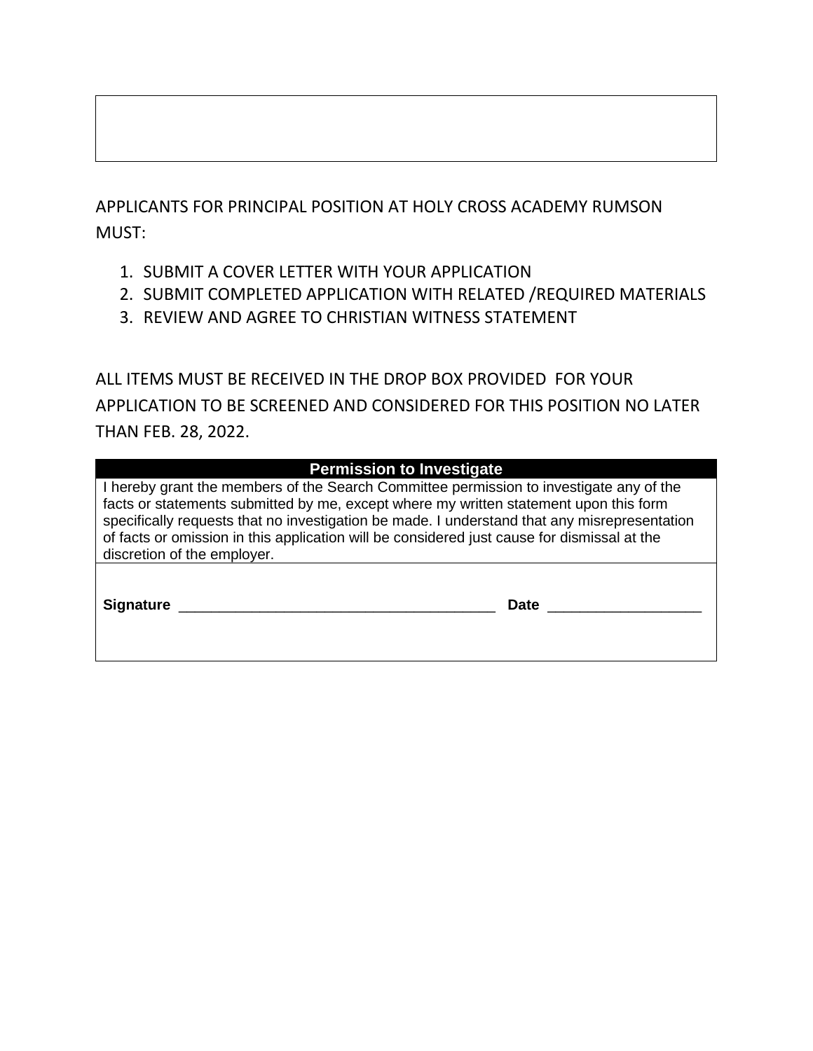APPLICANTS FOR PRINCIPAL POSITION AT HOLY CROSS ACADEMY RUMSON MUST:

1. SUBMIT A COVER LETTER WITH YOUR APPLICATION
2. SUBMIT COMPLETED APPLICATION WITH RELATED /REQUIRED MATERIALS
3. REVIEW AND AGREE TO CHRISTIAN WITNESS STATEMENT

ALL ITEMS MUST BE RECEIVED IN THE DROP BOX PROVIDED FOR YOUR APPLICATION TO BE SCREENED AND CONSIDERED FOR THIS POSITION NO LATER THAN FEB. 28, 2022.

| **Permission to Investigate** |
|---|
| I hereby grant the members of the Search Committee permission to investigate any of the facts or statements submitted by me, except where my written statement upon this form specifically requests that no investigation be made. I understand that any misrepresentation of facts or omission in this application will be considered just cause for dismissal at the discretion of the employer. |
| **Signature** ________________________________________ **Date** ___________________ |